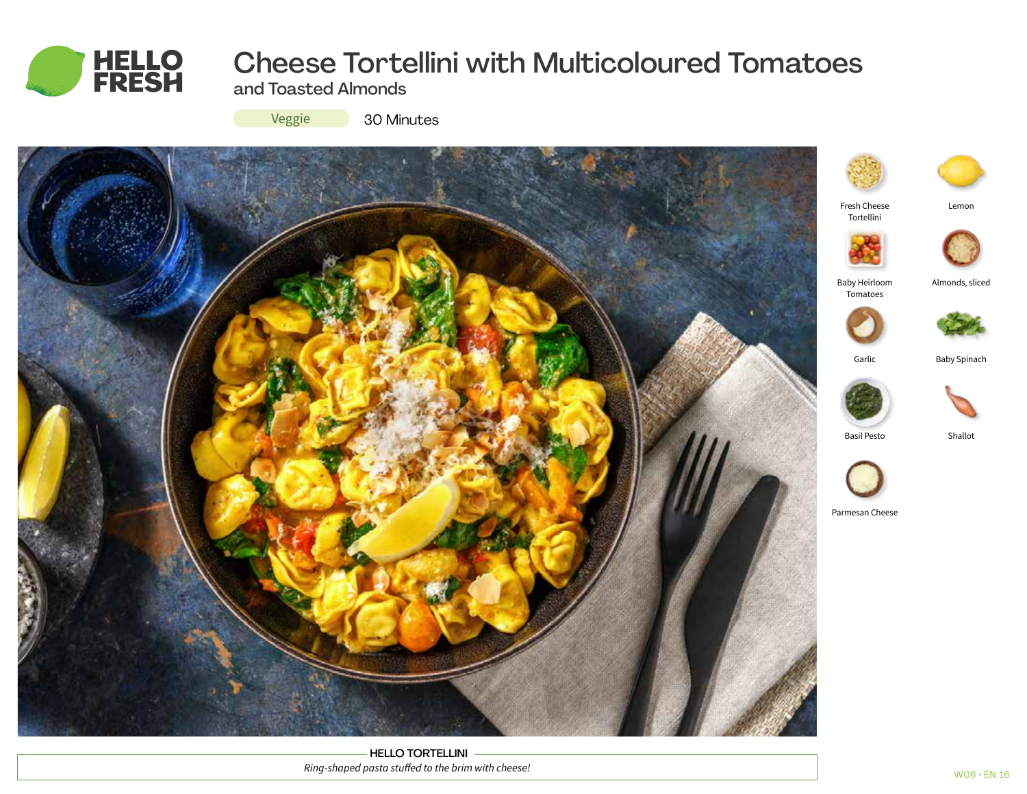# Cheese Tortellini with Multicoloured Tomatoes

## and Toasted Almonds

Veggie

30 Minutes

- Fresh Cheese Tortellini
- Lemon
- Baby Heirloom Tomatoes
- Almonds, sliced
- Garlic
- Baby Spinach
- Basil Pesto
- Shallot
- Parmesan Cheese

**HELLO TORTELLINI**

*Ring-shaped pasta stuffed to the brim with cheese!*

W06 · EN 16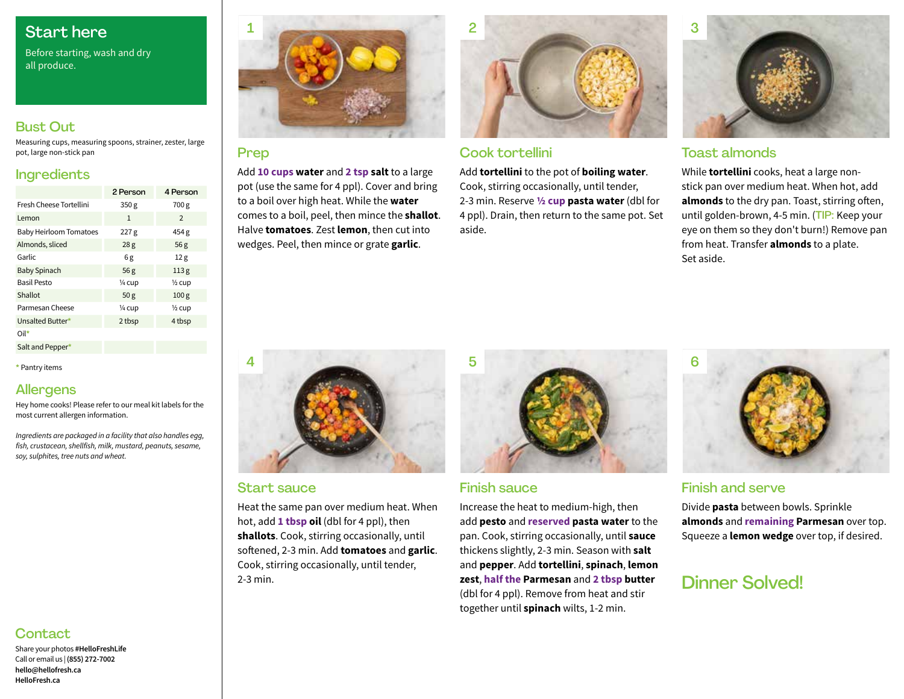## Start here

Before starting, wash and dry all produce.

## Bust Out

Measuring cups, measuring spoons, strainer, zester, large pot, large non-stick pan

## Ingredients

| | 2 Person | 4 Person |
|---|---|---|
| Fresh Cheese Tortellini | 350 g | 700 g |
| Lemon | 1 | 2 |
| Baby Heirloom Tomatoes | 227 g | 454 g |
| Almonds, sliced | 28 g | 56 g |
| Garlic | 6 g | 12 g |
| Baby Spinach | 56 g | 113 g |
| Basil Pesto | ¼ cup | ½ cup |
| Shallot | 50 g | 100 g |
| Parmesan Cheese | ¼ cup | ½ cup |
| Unsalted Butter* | 2 tbsp | 4 tbsp |
| Oil* | | |
| Salt and Pepper* | | |

\* Pantry items

## Allergens

Hey home cooks! Please refer to our meal kit labels for the most current allergen information.

*Ingredients are packaged in a facility that also handles egg, fish, crustacean, shellfish, milk, mustard, peanuts, sesame, soy, sulphites, tree nuts and wheat.*

## 1 Prep

Add **10 cups water** and **2 tsp salt** to a large pot (use the same for 4 ppl). Cover and bring to a boil over high heat. While the **water** comes to a boil, peel, then mince the **shallot**. Halve **tomatoes**. Zest **lemon**, then cut into wedges. Peel, then mince or grate **garlic**.

## 2 Cook tortellini

Add **tortellini** to the pot of **boiling water**. Cook, stirring occasionally, until tender, 2-3 min. Reserve **½ cup pasta water** (dbl for 4 ppl). Drain, then return to the same pot. Set aside.

## 3 Toast almonds

While **tortellini** cooks, heat a large non-stick pan over medium heat. When hot, add **almonds** to the dry pan. Toast, stirring often, until golden-brown, 4-5 min. (TIP: Keep your eye on them so they don't burn!) Remove pan from heat. Transfer **almonds** to a plate. Set aside.

## 4 Start sauce

Heat the same pan over medium heat. When hot, add **1 tbsp oil** (dbl for 4 ppl), then **shallots**. Cook, stirring occasionally, until softened, 2-3 min. Add **tomatoes** and **garlic**. Cook, stirring occasionally, until tender, 2-3 min.

## 5 Finish sauce

Increase the heat to medium-high, then add **pesto** and **reserved pasta water** to the pan. Cook, stirring occasionally, until **sauce** thickens slightly, 2-3 min. Season with **salt** and **pepper**. Add **tortellini**, **spinach**, **lemon zest**, **half the Parmesan** and **2 tbsp butter** (dbl for 4 ppl). Remove from heat and stir together until **spinach** wilts, 1-2 min.

## 6 Finish and serve

Divide **pasta** between bowls. Sprinkle **almonds** and **remaining Parmesan** over top. Squeeze a **lemon wedge** over top, if desired.

## Dinner Solved!

## Contact

Share your photos **#HelloFreshLife**
Call or email us | **(855) 272-7002**
**hello@hellofresh.ca**
**HelloFresh.ca**